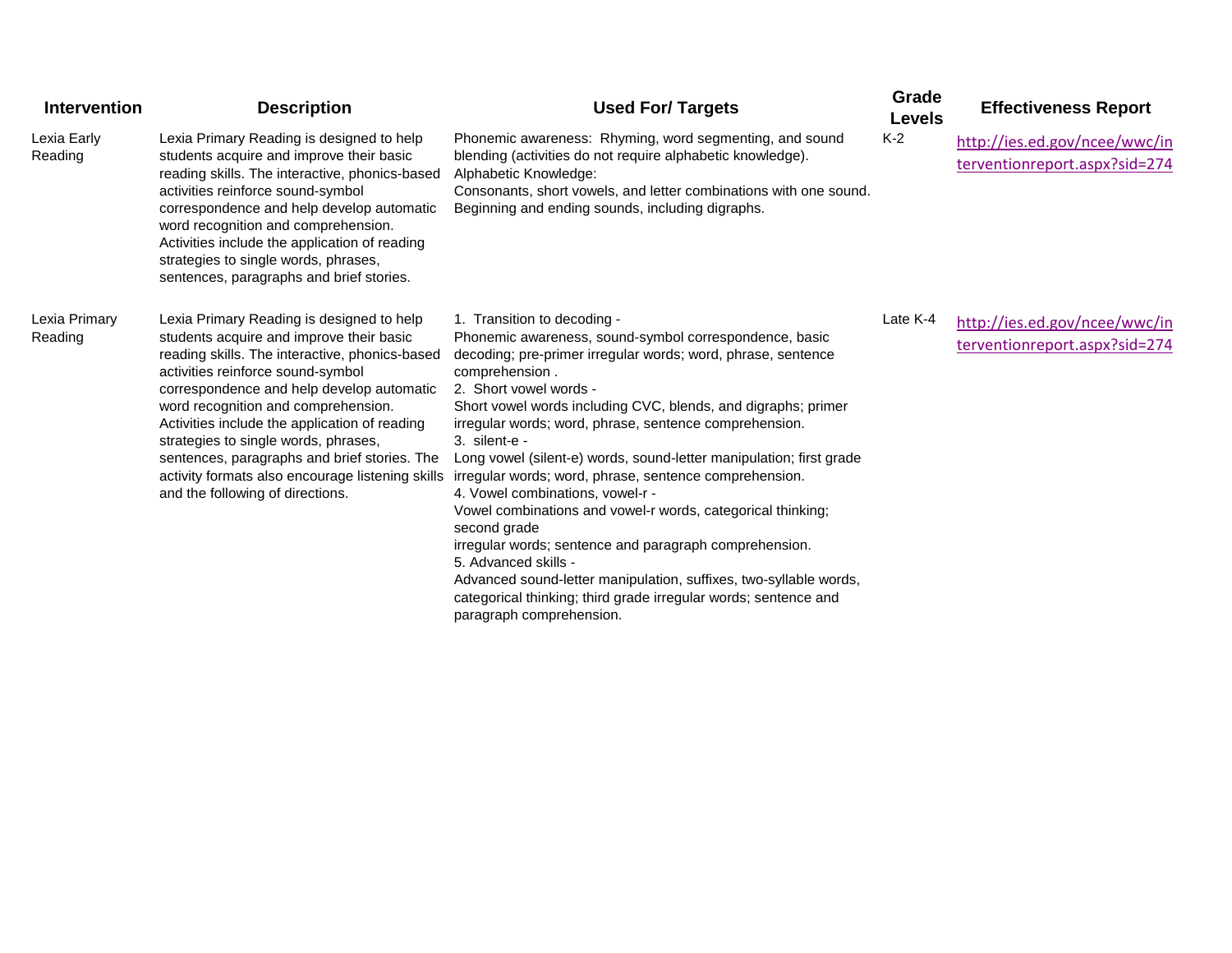| Intervention | Description | Used For/ Targets | Grade Levels | Effectiveness Report |
|---|---|---|---|---|
| Lexia Early Reading | Lexia Primary Reading is designed to help students acquire and improve their basic reading skills. The interactive, phonics-based activities reinforce sound-symbol correspondence and help develop automatic word recognition and comprehension. Activities include the application of reading strategies to single words, phrases, sentences, paragraphs and brief stories. | Phonemic awareness: Rhyming, word segmenting, and sound blending (activities do not require alphabetic knowledge).<br>Alphabetic Knowledge:<br>Consonants, short vowels, and letter combinations with one sound.<br>Beginning and ending sounds, including digraphs. | K-2 | http://ies.ed.gov/ncee/wwc/interventionreport.aspx?sid=274 |
| Lexia Primary Reading | Lexia Primary Reading is designed to help students acquire and improve their basic reading skills. The interactive, phonics-based activities reinforce sound-symbol correspondence and help develop automatic word recognition and comprehension. Activities include the application of reading strategies to single words, phrases, sentences, paragraphs and brief stories. The activity formats also encourage listening skills and the following of directions. | 1. Transition to decoding -<br>Phonemic awareness, sound-symbol correspondence, basic decoding; pre-primer irregular words; word, phrase, sentence comprehension .<br>2. Short vowel words -<br>Short vowel words including CVC, blends, and digraphs; primer irregular words; word, phrase, sentence comprehension.<br>3. silent-e -<br>Long vowel (silent-e) words, sound-letter manipulation; first grade irregular words; word, phrase, sentence comprehension.<br>4. Vowel combinations, vowel-r -<br>Vowel combinations and vowel-r words, categorical thinking; second grade<br>irregular words; sentence and paragraph comprehension.<br>5. Advanced skills -<br>Advanced sound-letter manipulation, suffixes, two-syllable words, categorical thinking; third grade irregular words; sentence and paragraph comprehension. | Late K-4 | http://ies.ed.gov/ncee/wwc/interventionreport.aspx?sid=274 |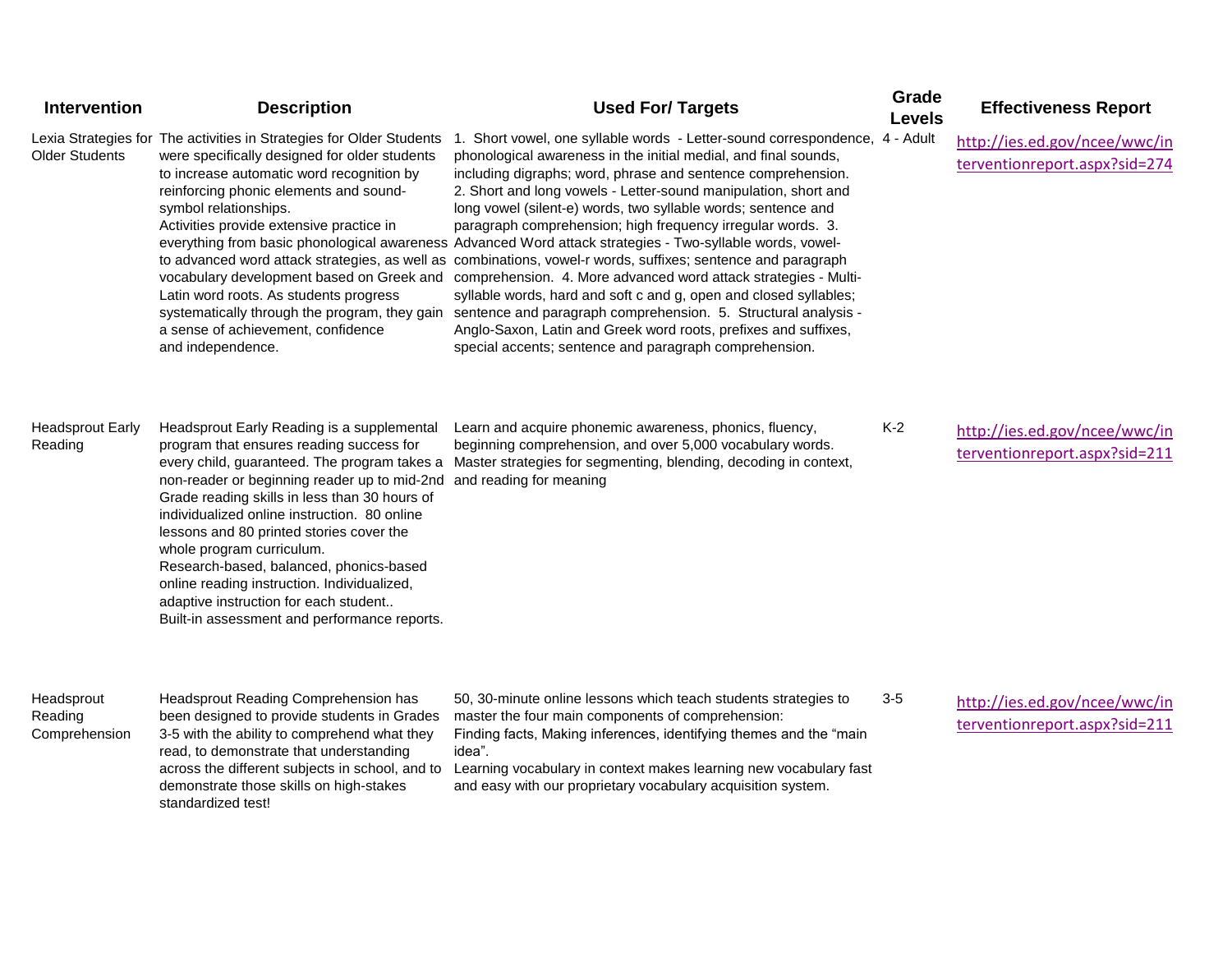| Intervention | Description | Used For/ Targets | Grade Levels | Effectiveness Report |
|---|---|---|---|---|
| Lexia Strategies for Older Students | The activities in Strategies for Older Students were specifically designed for older students to increase automatic word recognition by reinforcing phonic elements and sound-symbol relationships. Activities provide extensive practice in everything from basic phonological awareness to advanced word attack strategies, as well as vocabulary development based on Greek and Latin word roots. As students progress systematically through the program, they gain a sense of achievement, confidence and independence. | 1. Short vowel, one syllable words - Letter-sound correspondence, phonological awareness in the initial medial, and final sounds, including digraphs; word, phrase and sentence comprehension. 2. Short and long vowels - Letter-sound manipulation, short and long vowel (silent-e) words, two syllable words; sentence and paragraph comprehension; high frequency irregular words. 3. Advanced Word attack strategies - Two-syllable words, vowel-combinations, vowel-r words, suffixes; sentence and paragraph comprehension. 4. More advanced word attack strategies - Multi-syllable words, hard and soft c and g, open and closed syllables; sentence and paragraph comprehension. 5. Structural analysis - Anglo-Saxon, Latin and Greek word roots, prefixes and suffixes, special accents; sentence and paragraph comprehension. | 4 - Adult | http://ies.ed.gov/ncee/wwc/interventionreport.aspx?sid=274 |
| Headsprout Early Reading | Headsprout Early Reading is a supplemental program that ensures reading success for every child, guaranteed. The program takes a non-reader or beginning reader up to mid-2nd Grade reading skills in less than 30 hours of individualized online instruction. 80 online lessons and 80 printed stories cover the whole program curriculum. Research-based, balanced, phonics-based online reading instruction. Individualized, adaptive instruction for each student.. Built-in assessment and performance reports. | Learn and acquire phonemic awareness, phonics, fluency, beginning comprehension, and over 5,000 vocabulary words. Master strategies for segmenting, blending, decoding in context, and reading for meaning | K-2 | http://ies.ed.gov/ncee/wwc/interventionreport.aspx?sid=211 |
| Headsprout Reading Comprehension | Headsprout Reading Comprehension has been designed to provide students in Grades 3-5 with the ability to comprehend what they read, to demonstrate that understanding across the different subjects in school, and to demonstrate those skills on high-stakes standardized test! | 50, 30-minute online lessons which teach students strategies to master the four main components of comprehension: Finding facts, Making inferences, identifying themes and the "main idea". Learning vocabulary in context makes learning new vocabulary fast and easy with our proprietary vocabulary acquisition system. | 3-5 | http://ies.ed.gov/ncee/wwc/interventionreport.aspx?sid=211 |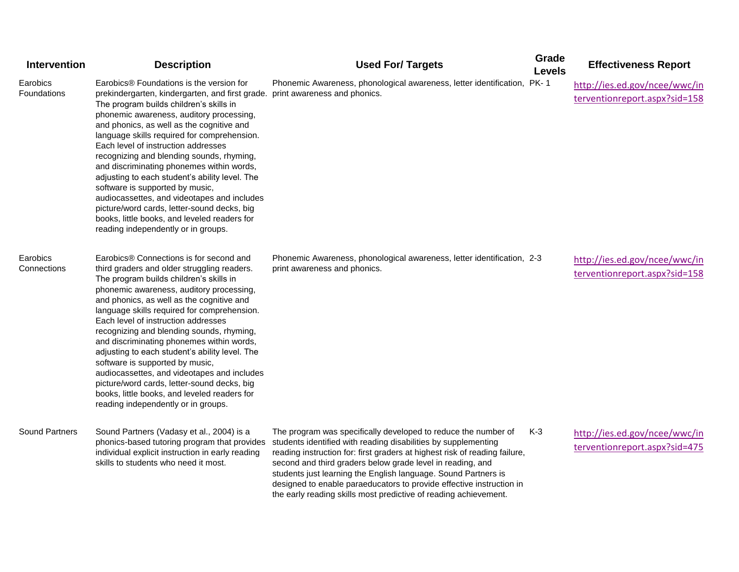| Intervention | Description | Used For/ Targets | Grade Levels | Effectiveness Report |
|---|---|---|---|---|
| Earobics Foundations | Earobics® Foundations is the version for prekindergarten, kindergarten, and first grade. The program builds children's skills in phonemic awareness, auditory processing, and phonics, as well as the cognitive and language skills required for comprehension. Each level of instruction addresses recognizing and blending sounds, rhyming, and discriminating phonemes within words, adjusting to each student's ability level. The software is supported by music, audiocassettes, and videotapes and includes picture/word cards, letter-sound decks, big books, little books, and leveled readers for reading independently or in groups. | Phonemic Awareness, phonological awareness, letter identification, print awareness and phonics. | PK- 1 | http://ies.ed.gov/ncee/wwc/interventionreport.aspx?sid=158 |
| Earobics Connections | Earobics® Connections is for second and third graders and older struggling readers. The program builds children's skills in phonemic awareness, auditory processing, and phonics, as well as the cognitive and language skills required for comprehension. Each level of instruction addresses recognizing and blending sounds, rhyming, and discriminating phonemes within words, adjusting to each student's ability level. The software is supported by music, audiocassettes, and videotapes and includes picture/word cards, letter-sound decks, big books, little books, and leveled readers for reading independently or in groups. | Phonemic Awareness, phonological awareness, letter identification, print awareness and phonics. | 2-3 | http://ies.ed.gov/ncee/wwc/interventionreport.aspx?sid=158 |
| Sound Partners | Sound Partners (Vadasy et al., 2004) is a phonics-based tutoring program that provides individual explicit instruction in early reading skills to students who need it most. | The program was specifically developed to reduce the number of students identified with reading disabilities by supplementing reading instruction for: first graders at highest risk of reading failure, second and third graders below grade level in reading, and students just learning the English language. Sound Partners is designed to enable paraeducators to provide effective instruction in the early reading skills most predictive of reading achievement. | K-3 | http://ies.ed.gov/ncee/wwc/interventionreport.aspx?sid=475 |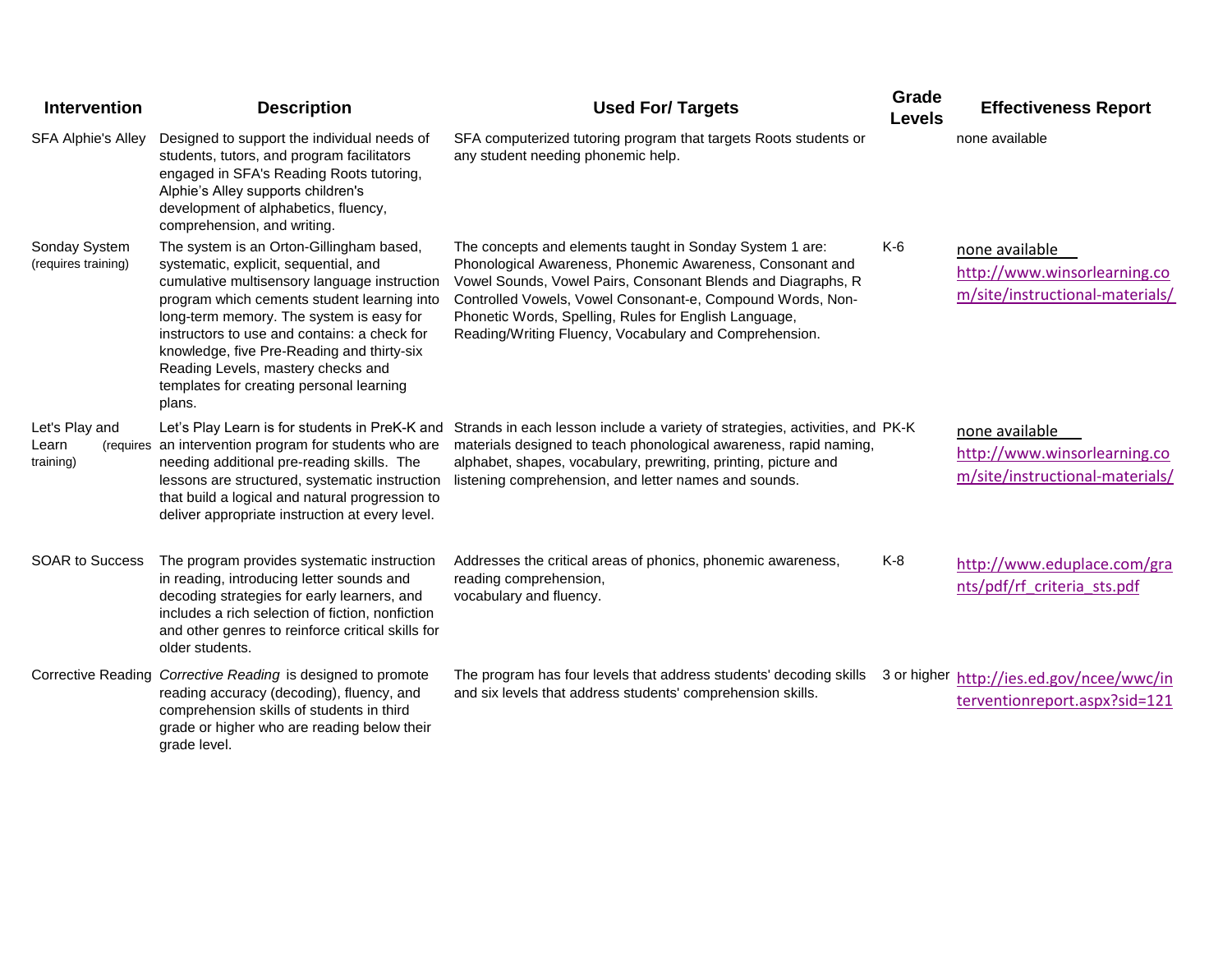| Intervention | Description | Used For/ Targets | Grade Levels | Effectiveness Report |
| --- | --- | --- | --- | --- |
| SFA Alphie's Alley | Designed to support the individual needs of students, tutors, and program facilitators engaged in SFA's Reading Roots tutoring, Alphie's Alley supports children's development of alphabetics, fluency, comprehension, and writing. | SFA computerized tutoring program that targets Roots students or any student needing phonemic help. | | none available |
| Sonday System (requires training) | The system is an Orton-Gillingham based, systematic, explicit, sequential, and cumulative multisensory language instruction program which cements student learning into long-term memory. The system is easy for instructors to use and contains: a check for knowledge, five Pre-Reading and thirty-six Reading Levels, mastery checks and templates for creating personal learning plans. | The concepts and elements taught in Sonday System 1 are: Phonological Awareness, Phonemic Awareness, Consonant and Vowel Sounds, Vowel Pairs, Consonant Blends and Diagraphs, R Controlled Vowels, Vowel Consonant-e, Compound Words, Non-Phonetic Words, Spelling, Rules for English Language, Reading/Writing Fluency, Vocabulary and Comprehension. | K-6 | none available http://www.winsorlearning.com/site/instructional-materials/ |
| Let's Play and Learn (requires training) | Let's Play Learn is for students in PreK-K and an intervention program for students who are needing additional pre-reading skills. The lessons are structured, systematic instruction that build a logical and natural progression to deliver appropriate instruction at every level. | Strands in each lesson include a variety of strategies, activities, and materials designed to teach phonological awareness, rapid naming, alphabet, shapes, vocabulary, prewriting, printing, picture and listening comprehension, and letter names and sounds. | PK-K | none available http://www.winsorlearning.com/site/instructional-materials/ |
| SOAR to Success | The program provides systematic instruction in reading, introducing letter sounds and decoding strategies for early learners, and includes a rich selection of fiction, nonfiction and other genres to reinforce critical skills for older students. | Addresses the critical areas of phonics, phonemic awareness, reading comprehension, vocabulary and fluency. | K-8 | http://www.eduplace.com/grants/pdf/rf_criteria_sts.pdf |
| Corrective Reading | *Corrective Reading* is designed to promote reading accuracy (decoding), fluency, and comprehension skills of students in third grade or higher who are reading below their grade level. | The program has four levels that address students' decoding skills and six levels that address students' comprehension skills. | 3 or higher | http://ies.ed.gov/ncee/wwc/interventionreport.aspx?sid=121 |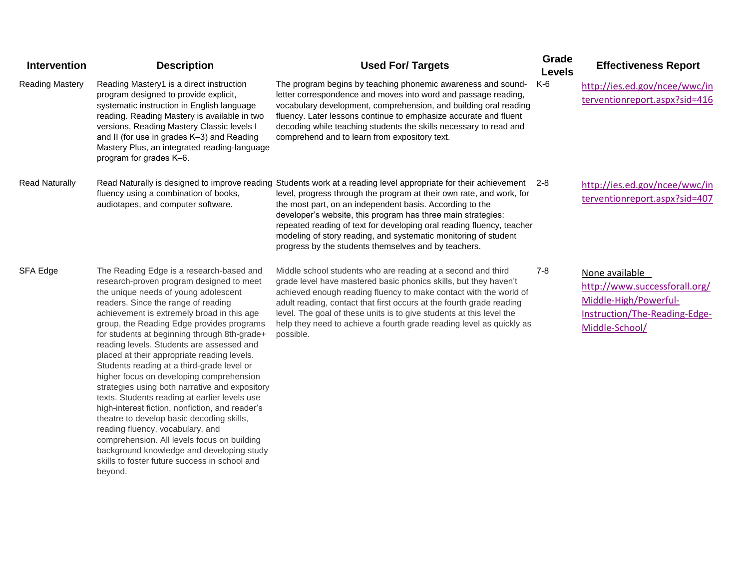| Intervention | Description | Used For/ Targets | Grade Levels | Effectiveness Report |
|---|---|---|---|---|
| Reading Mastery | Reading Mastery1 is a direct instruction program designed to provide explicit, systematic instruction in English language reading. Reading Mastery is available in two versions, Reading Mastery Classic levels I and II (for use in grades K–3) and Reading Mastery Plus, an integrated reading-language program for grades K–6. | The program begins by teaching phonemic awareness and sound-letter correspondence and moves into word and passage reading, vocabulary development, comprehension, and building oral reading fluency. Later lessons continue to emphasize accurate and fluent decoding while teaching students the skills necessary to read and comprehend and to learn from expository text. | K-6 | http://ies.ed.gov/ncee/wwc/interventionreport.aspx?sid=416 |
| Read Naturally | Read Naturally is designed to improve reading fluency using a combination of books, audiotapes, and computer software. | Students work at a reading level appropriate for their achievement level, progress through the program at their own rate, and work, for the most part, on an independent basis. According to the developer's website, this program has three main strategies: repeated reading of text for developing oral reading fluency, teacher modeling of story reading, and systematic monitoring of student progress by the students themselves and by teachers. | 2-8 | http://ies.ed.gov/ncee/wwc/interventionreport.aspx?sid=407 |
| SFA Edge | The Reading Edge is a research-based and research-proven program designed to meet the unique needs of young adolescent readers. Since the range of reading achievement is extremely broad in this age group, the Reading Edge provides programs for students at beginning through 8th-grade+ reading levels. Students are assessed and placed at their appropriate reading levels. Students reading at a third-grade level or higher focus on developing comprehension strategies using both narrative and expository texts. Students reading at earlier levels use high-interest fiction, nonfiction, and reader's theatre to develop basic decoding skills, reading fluency, vocabulary, and comprehension. All levels focus on building background knowledge and developing study skills to foster future success in school and beyond. | Middle school students who are reading at a second and third grade level have mastered basic phonics skills, but they haven't achieved enough reading fluency to make contact with the world of adult reading, contact that first occurs at the fourth grade reading level. The goal of these units is to give students at this level the help they need to achieve a fourth grade reading level as quickly as possible. | 7-8 | None available http://www.successforall.org/Middle-High/Powerful-Instruction/The-Reading-Edge-Middle-School/ |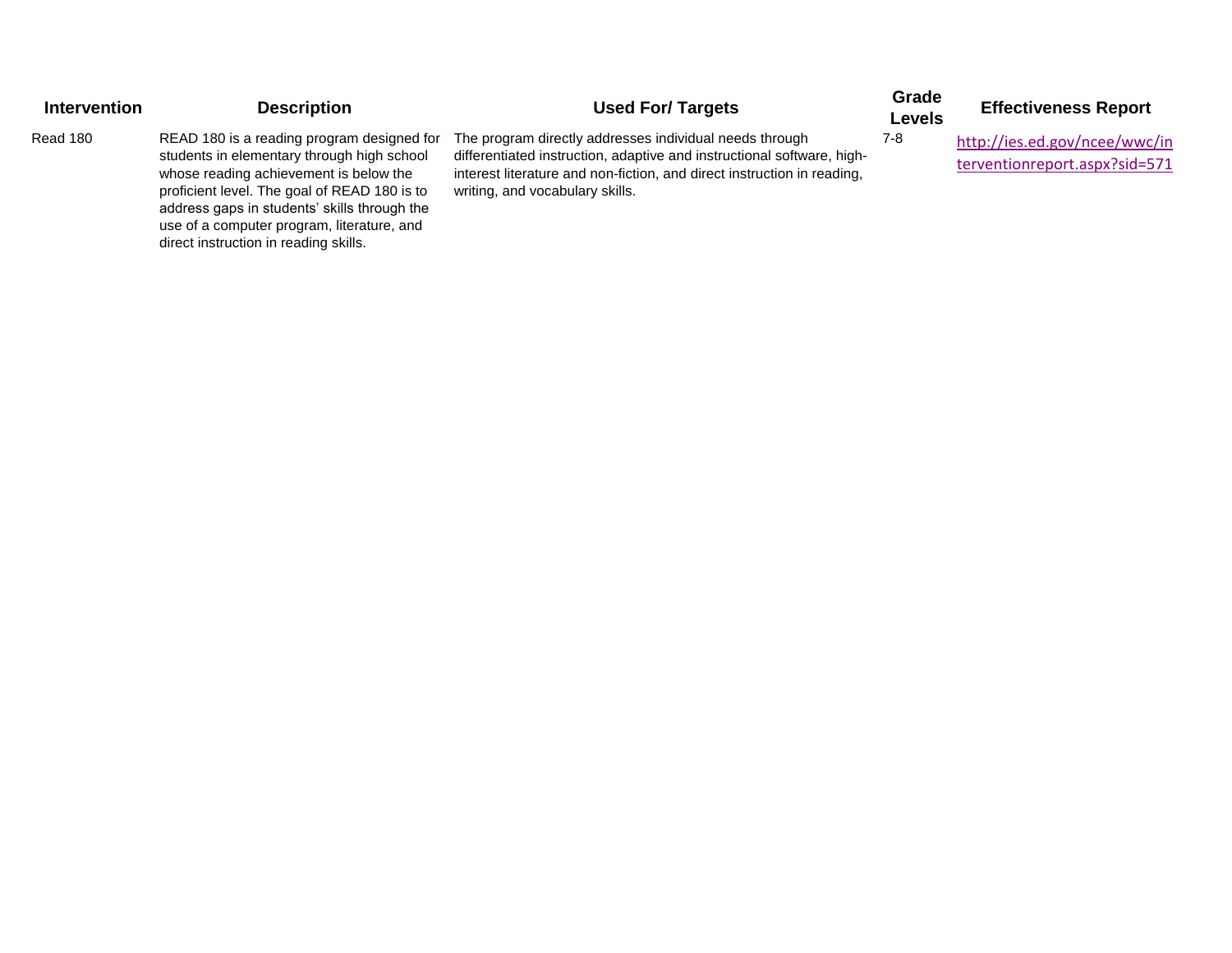| Intervention | Description | Used For/ Targets | Grade Levels | Effectiveness Report |
|---|---|---|---|---|
| Read 180 | READ 180 is a reading program designed for students in elementary through high school whose reading achievement is below the proficient level. The goal of READ 180 is to address gaps in students' skills through the use of a computer program, literature, and direct instruction in reading skills. | The program directly addresses individual needs through differentiated instruction, adaptive and instructional software, high-interest literature and non-fiction, and direct instruction in reading, writing, and vocabulary skills. | 7-8 | http://ies.ed.gov/ncee/wwc/interventionreport.aspx?sid=571 |